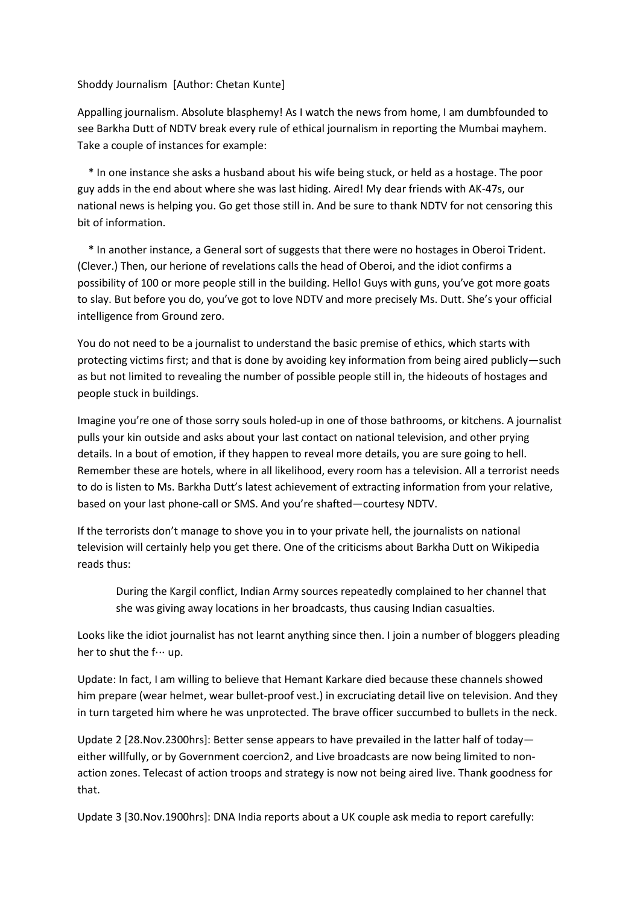Shoddy Journalism [Author: Chetan Kunte]

Appalling journalism. Absolute blasphemy! As I watch the news from home, I am dumbfounded to see Barkha Dutt of NDTV break every rule of ethical journalism in reporting the Mumbai mayhem. Take a couple of instances for example:

* In one instance she asks a husband about his wife being stuck, or held as a hostage. The poor guy adds in the end about where she was last hiding. Aired! My dear friends with AK-47s, our national news is helping you. Go get those still in. And be sure to thank NDTV for not censoring this bit of information.
* In another instance, a General sort of suggests that there were no hostages in Oberoi Trident. (Clever.) Then, our herione of revelations calls the head of Oberoi, and the idiot confirms a possibility of 100 or more people still in the building. Hello! Guys with guns, you've got more goats to slay. But before you do, you've got to love NDTV and more precisely Ms. Dutt. She's your official intelligence from Ground zero.

You do not need to be a journalist to understand the basic premise of ethics, which starts with protecting victims first; and that is done by avoiding key information from being aired publicly—such as but not limited to revealing the number of possible people still in, the hideouts of hostages and people stuck in buildings.

Imagine you're one of those sorry souls holed-up in one of those bathrooms, or kitchens. A journalist pulls your kin outside and asks about your last contact on national television, and other prying details. In a bout of emotion, if they happen to reveal more details, you are sure going to hell. Remember these are hotels, where in all likelihood, every room has a television. All a terrorist needs to do is listen to Ms. Barkha Dutt's latest achievement of extracting information from your relative, based on your last phone-call or SMS. And you're shafted—courtesy NDTV.

If the terrorists don't manage to shove you in to your private hell, the journalists on national television will certainly help you get there. One of the criticisms about Barkha Dutt on Wikipedia reads thus:

> During the Kargil conflict, Indian Army sources repeatedly complained to her channel that she was giving away locations in her broadcasts, thus causing Indian casualties.

Looks like the idiot journalist has not learnt anything since then. I join a number of bloggers pleading her to shut the f··· up.

Update: In fact, I am willing to believe that Hemant Karkare died because these channels showed him prepare (wear helmet, wear bullet-proof vest.) in excruciating detail live on television. And they in turn targeted him where he was unprotected. The brave officer succumbed to bullets in the neck.

Update 2 [28.Nov.2300hrs]: Better sense appears to have prevailed in the latter half of today—either willfully, or by Government coercion2, and Live broadcasts are now being limited to non-action zones. Telecast of action troops and strategy is now not being aired live. Thank goodness for that.

Update 3 [30.Nov.1900hrs]: DNA India reports about a UK couple ask media to report carefully: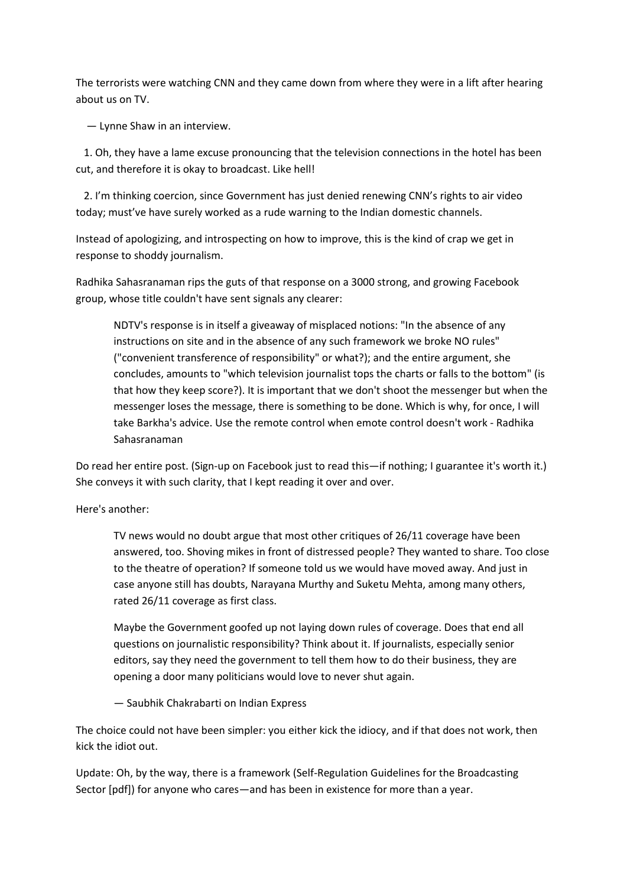The terrorists were watching CNN and they came down from where they were in a lift after hearing about us on TV.

— Lynne Shaw in an interview.

1. Oh, they have a lame excuse pronouncing that the television connections in the hotel has been cut, and therefore it is okay to broadcast. Like hell!
2. I'm thinking coercion, since Government has just denied renewing CNN's rights to air video today; must've have surely worked as a rude warning to the Indian domestic channels.

Instead of apologizing, and introspecting on how to improve, this is the kind of crap we get in response to shoddy journalism.

Radhika Sahasranaman rips the guts of that response on a 3000 strong, and growing Facebook group, whose title couldn't have sent signals any clearer:

> NDTV's response is in itself a giveaway of misplaced notions: "In the absence of any instructions on site and in the absence of any such framework we broke NO rules" ("convenient transference of responsibility" or what?); and the entire argument, she concludes, amounts to "which television journalist tops the charts or falls to the bottom" (is that how they keep score?). It is important that we don't shoot the messenger but when the messenger loses the message, there is something to be done. Which is why, for once, I will take Barkha's advice. Use the remote control when emote control doesn't work - Radhika Sahasranaman

Do read her entire post. (Sign-up on Facebook just to read this—if nothing; I guarantee it's worth it.) She conveys it with such clarity, that I kept reading it over and over.

Here's another:

> TV news would no doubt argue that most other critiques of 26/11 coverage have been answered, too. Shoving mikes in front of distressed people? They wanted to share. Too close to the theatre of operation? If someone told us we would have moved away. And just in case anyone still has doubts, Narayana Murthy and Suketu Mehta, among many others, rated 26/11 coverage as first class.
>
> Maybe the Government goofed up not laying down rules of coverage. Does that end all questions on journalistic responsibility? Think about it. If journalists, especially senior editors, say they need the government to tell them how to do their business, they are opening a door many politicians would love to never shut again.
>
> — Saubhik Chakrabarti on Indian Express

The choice could not have been simpler: you either kick the idiocy, and if that does not work, then kick the idiot out.

Update: Oh, by the way, there is a framework (Self-Regulation Guidelines for the Broadcasting Sector [pdf]) for anyone who cares—and has been in existence for more than a year.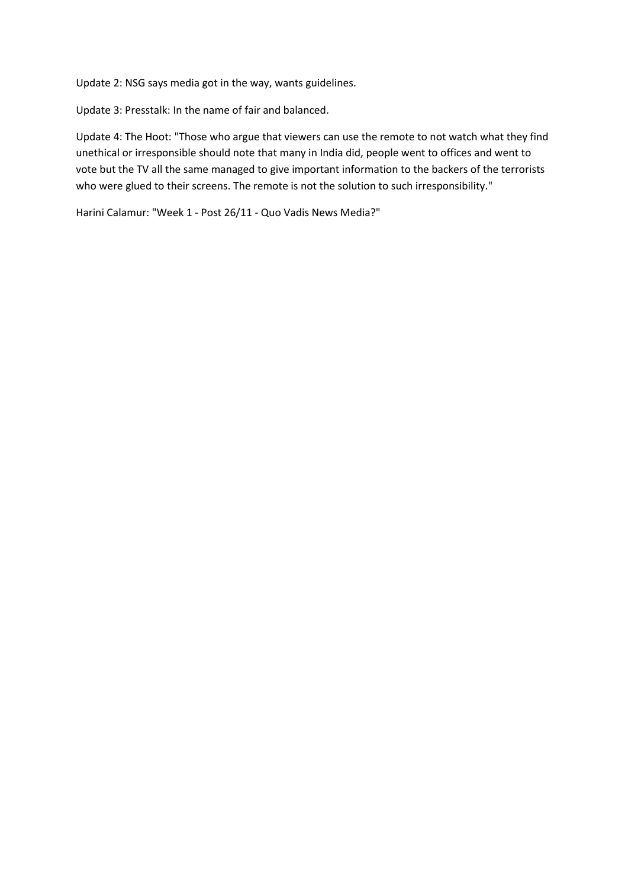Update 2: NSG says media got in the way, wants guidelines.

Update 3: Presstalk: In the name of fair and balanced.

Update 4: The Hoot: "Those who argue that viewers can use the remote to not watch what they find unethical or irresponsible should note that many in India did, people went to offices and went to vote but the TV all the same managed to give important information to the backers of the terrorists who were glued to their screens. The remote is not the solution to such irresponsibility."

Harini Calamur: "Week 1 - Post 26/11 - Quo Vadis News Media?"